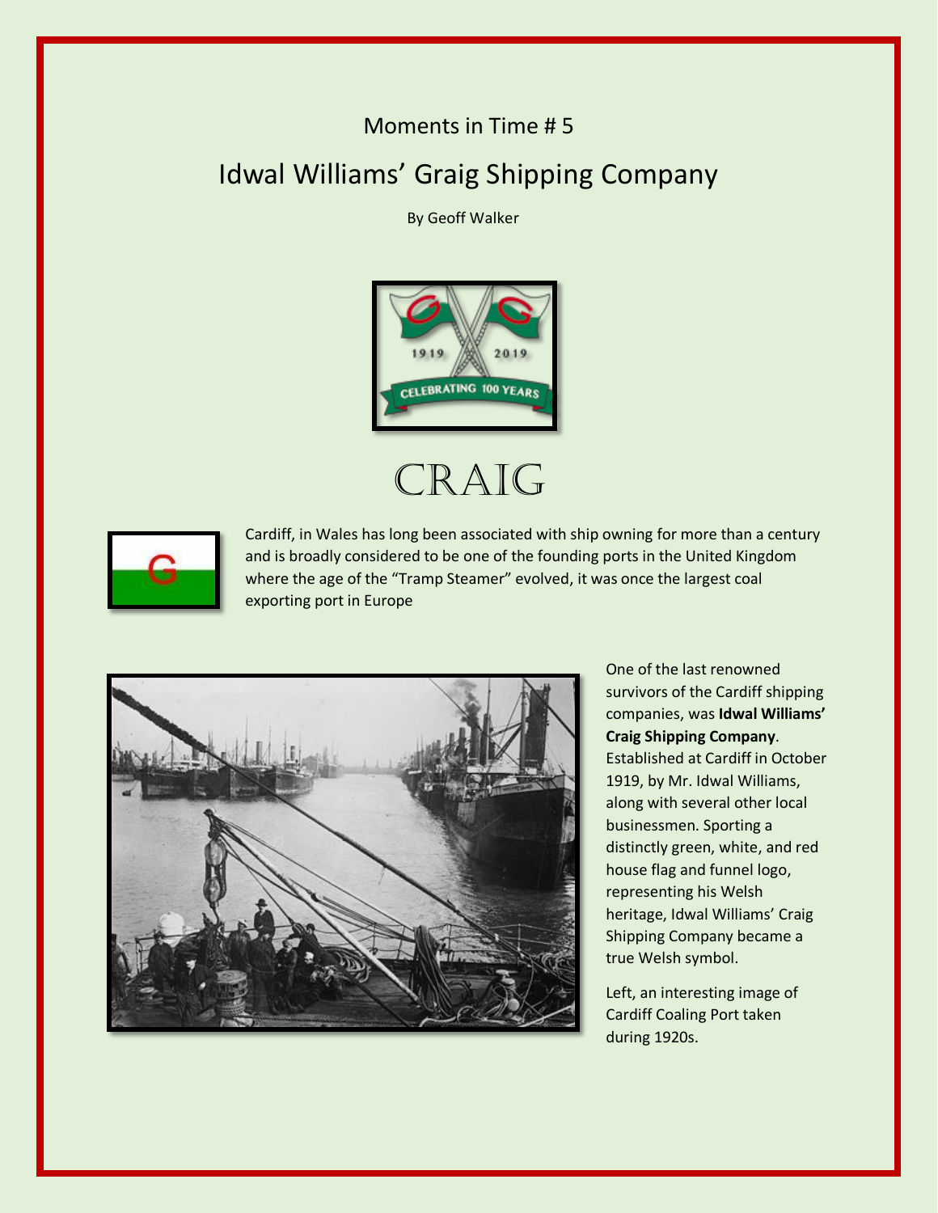Moments in Time # 5

# Idwal Williams' Graig Shipping Company

By Geoff Walker

CRAIG

Cardiff, in Wales has long been associated with ship owning for more than a century and is broadly considered to be one of the founding ports in the United Kingdom where the age of the "Tramp Steamer" evolved, it was once the largest coal exporting port in Europe

One of the last renowned survivors of the Cardiff shipping companies, was **Idwal Williams' Craig Shipping Company**. Established at Cardiff in October 1919, by Mr. Idwal Williams, along with several other local businessmen. Sporting a distinctly green, white, and red house flag and funnel logo, representing his Welsh heritage, Idwal Williams' Craig Shipping Company became a true Welsh symbol.

Left, an interesting image of Cardiff Coaling Port taken during 1920s.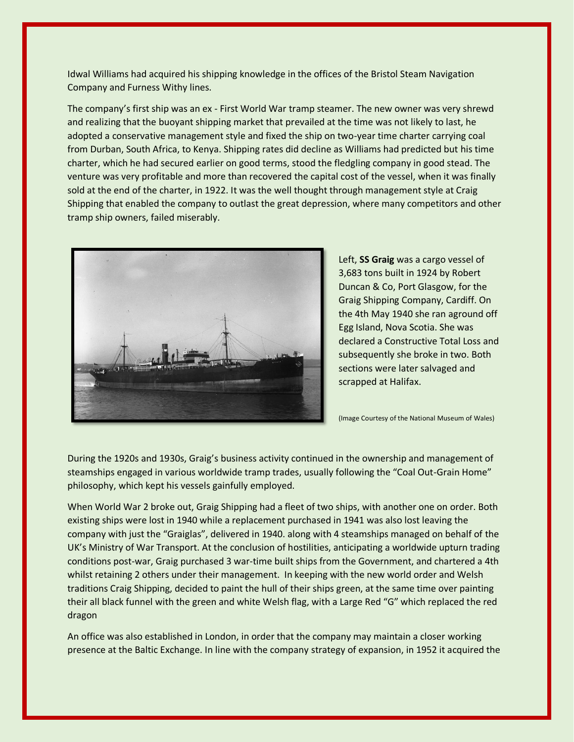Idwal Williams had acquired his shipping knowledge in the offices of the Bristol Steam Navigation Company and Furness Withy lines.

The company's first ship was an ex - First World War tramp steamer. The new owner was very shrewd and realizing that the buoyant shipping market that prevailed at the time was not likely to last, he adopted a conservative management style and fixed the ship on two-year time charter carrying coal from Durban, South Africa, to Kenya. Shipping rates did decline as Williams had predicted but his time charter, which he had secured earlier on good terms, stood the fledgling company in good stead. The venture was very profitable and more than recovered the capital cost of the vessel, when it was finally sold at the end of the charter, in 1922. It was the well thought through management style at Craig Shipping that enabled the company to outlast the great depression, where many competitors and other tramp ship owners, failed miserably.

Left, **SS Graig** was a cargo vessel of 3,683 tons built in 1924 by Robert Duncan & Co, Port Glasgow, for the Graig Shipping Company, Cardiff. On the 4th May 1940 she ran aground off Egg Island, Nova Scotia. She was declared a Constructive Total Loss and subsequently she broke in two. Both sections were later salvaged and scrapped at Halifax.

(Image Courtesy of the National Museum of Wales)

During the 1920s and 1930s, Graig's business activity continued in the ownership and management of steamships engaged in various worldwide tramp trades, usually following the "Coal Out-Grain Home" philosophy, which kept his vessels gainfully employed.

When World War 2 broke out, Graig Shipping had a fleet of two ships, with another one on order. Both existing ships were lost in 1940 while a replacement purchased in 1941 was also lost leaving the company with just the "Graiglas", delivered in 1940. along with 4 steamships managed on behalf of the UK's Ministry of War Transport. At the conclusion of hostilities, anticipating a worldwide upturn trading conditions post-war, Graig purchased 3 war-time built ships from the Government, and chartered a 4th whilst retaining 2 others under their management. In keeping with the new world order and Welsh traditions Craig Shipping, decided to paint the hull of their ships green, at the same time over painting their all black funnel with the green and white Welsh flag, with a Large Red "G" which replaced the red dragon

An office was also established in London, in order that the company may maintain a closer working presence at the Baltic Exchange. In line with the company strategy of expansion, in 1952 it acquired the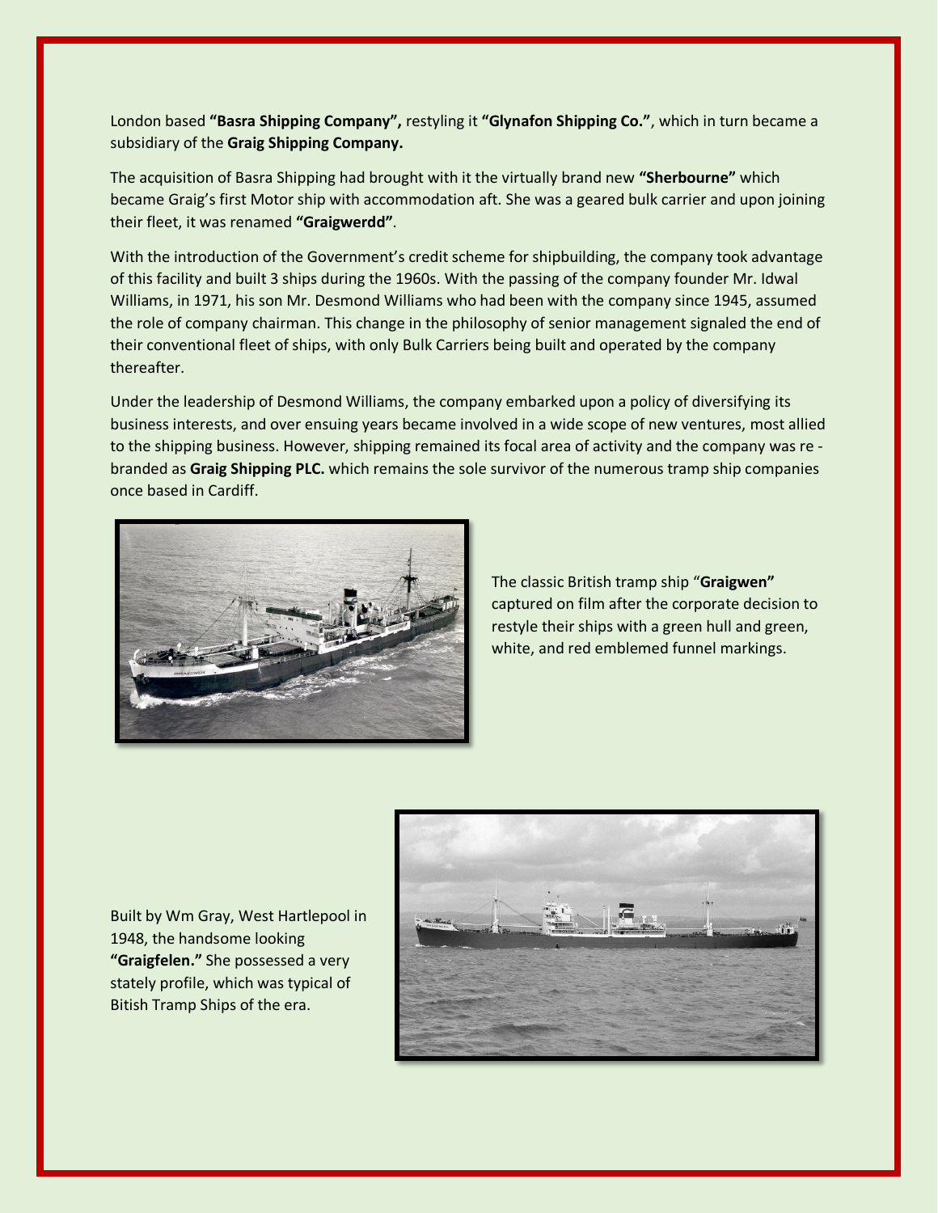London based **"Basra Shipping Company",** restyling it **"Glynafon Shipping Co."**, which in turn became a subsidiary of the **Graig Shipping Company.**

The acquisition of Basra Shipping had brought with it the virtually brand new **"Sherbourne"** which became Graig's first Motor ship with accommodation aft. She was a geared bulk carrier and upon joining their fleet, it was renamed **"Graigwerdd"**.

With the introduction of the Government's credit scheme for shipbuilding, the company took advantage of this facility and built 3 ships during the 1960s. With the passing of the company founder Mr. Idwal Williams, in 1971, his son Mr. Desmond Williams who had been with the company since 1945, assumed the role of company chairman. This change in the philosophy of senior management signaled the end of their conventional fleet of ships, with only Bulk Carriers being built and operated by the company thereafter.

Under the leadership of Desmond Williams, the company embarked upon a policy of diversifying its business interests, and over ensuing years became involved in a wide scope of new ventures, most allied to the shipping business. However, shipping remained its focal area of activity and the company was re - branded as **Graig Shipping PLC.** which remains the sole survivor of the numerous tramp ship companies once based in Cardiff.

The classic British tramp ship "**Graigwen"** captured on film after the corporate decision to restyle their ships with a green hull and green, white, and red emblemed funnel markings.

Built by Wm Gray, West Hartlepool in 1948, the handsome looking **"Graigfelen."** She possessed a very stately profile, which was typical of Bitish Tramp Ships of the era.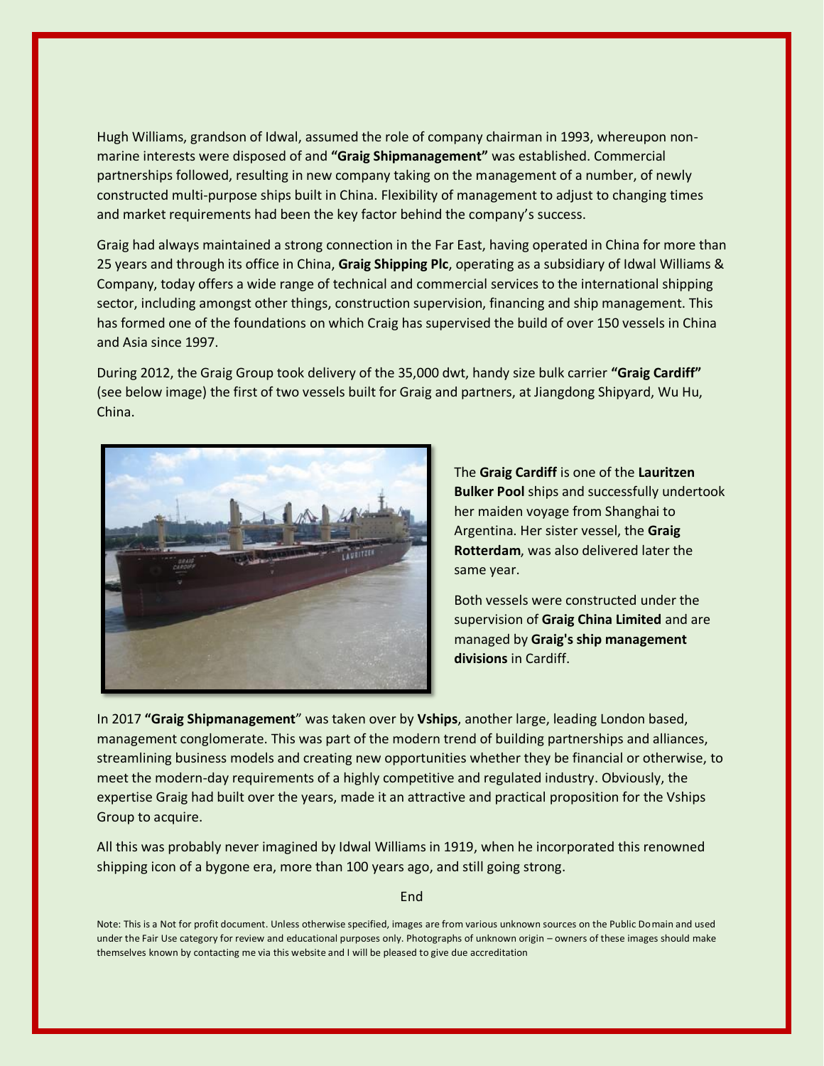Hugh Williams, grandson of Idwal, assumed the role of company chairman in 1993, whereupon non-marine interests were disposed of and **"Graig Shipmanagement"** was established. Commercial partnerships followed, resulting in new company taking on the management of a number, of newly constructed multi-purpose ships built in China. Flexibility of management to adjust to changing times and market requirements had been the key factor behind the company's success.

Graig had always maintained a strong connection in the Far East, having operated in China for more than 25 years and through its office in China, **Graig Shipping Plc**, operating as a subsidiary of Idwal Williams & Company, today offers a wide range of technical and commercial services to the international shipping sector, including amongst other things, construction supervision, financing and ship management. This has formed one of the foundations on which Craig has supervised the build of over 150 vessels in China and Asia since 1997.

During 2012, the Graig Group took delivery of the 35,000 dwt, handy size bulk carrier **"Graig Cardiff"** (see below image) the first of two vessels built for Graig and partners, at Jiangdong Shipyard, Wu Hu, China.

The **Graig Cardiff** is one of the **Lauritzen Bulker Pool** ships and successfully undertook her maiden voyage from Shanghai to Argentina. Her sister vessel, the **Graig Rotterdam**, was also delivered later the same year.

Both vessels were constructed under the supervision of **Graig China Limited** and are managed by **Graig's ship management divisions** in Cardiff.

In 2017 **"Graig Shipmanagement**" was taken over by **Vships**, another large, leading London based, management conglomerate. This was part of the modern trend of building partnerships and alliances, streamlining business models and creating new opportunities whether they be financial or otherwise, to meet the modern-day requirements of a highly competitive and regulated industry. Obviously, the expertise Graig had built over the years, made it an attractive and practical proposition for the Vships Group to acquire.

All this was probably never imagined by Idwal Williams in 1919, when he incorporated this renowned shipping icon of a bygone era, more than 100 years ago, and still going strong.

End

Note: This is a Not for profit document. Unless otherwise specified, images are from various unknown sources on the Public Domain and used under the Fair Use category for review and educational purposes only. Photographs of unknown origin – owners of these images should make themselves known by contacting me via this website and I will be pleased to give due accreditation